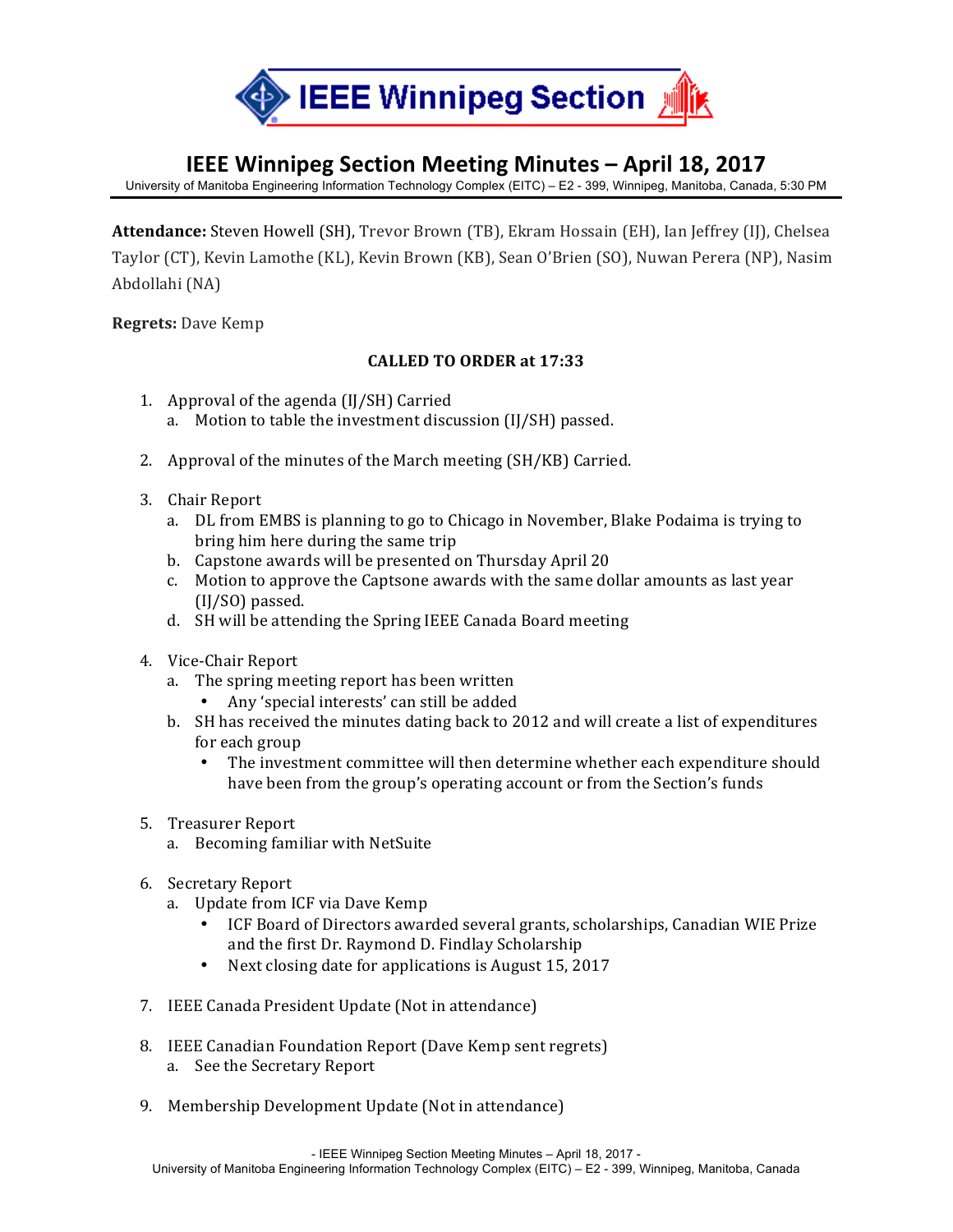# IEEE Winnipeg Section Meeting Minutes – April 18, 2017

University of Manitoba Engineering Information Technology Complex (EITC) – E2 - 399, Winnipeg, Manitoba, Canada, 5:30 PM

**Attendance:** Steven Howell (SH), Trevor Brown (TB), Ekram Hossain (EH), Ian Jeffrey (IJ), Chelsea Taylor (CT), Kevin Lamothe (KL), Kevin Brown (KB), Sean O'Brien (SO), Nuwan Perera (NP), Nasim Abdollahi (NA)

**Regrets:** Dave Kemp

**CALLED TO ORDER at 17:33**

1. Approval of the agenda (IJ/SH) Carried
   a. Motion to table the investment discussion (IJ/SH) passed.

2. Approval of the minutes of the March meeting (SH/KB) Carried.

3. Chair Report
   a. DL from EMBS is planning to go to Chicago in November, Blake Podaima is trying to bring him here during the same trip
   b. Capstone awards will be presented on Thursday April 20
   c. Motion to approve the Captsone awards with the same dollar amounts as last year (IJ/SO) passed.
   d. SH will be attending the Spring IEEE Canada Board meeting

4. Vice-Chair Report
   a. The spring meeting report has been written
      - Any 'special interests' can still be added
   b. SH has received the minutes dating back to 2012 and will create a list of expenditures for each group
      - The investment committee will then determine whether each expenditure should have been from the group's operating account or from the Section's funds

5. Treasurer Report
   a. Becoming familiar with NetSuite

6. Secretary Report
   a. Update from ICF via Dave Kemp
      - ICF Board of Directors awarded several grants, scholarships, Canadian WIE Prize and the first Dr. Raymond D. Findlay Scholarship
      - Next closing date for applications is August 15, 2017

7. IEEE Canada President Update (Not in attendance)

8. IEEE Canadian Foundation Report (Dave Kemp sent regrets)
   a. See the Secretary Report

9. Membership Development Update (Not in attendance)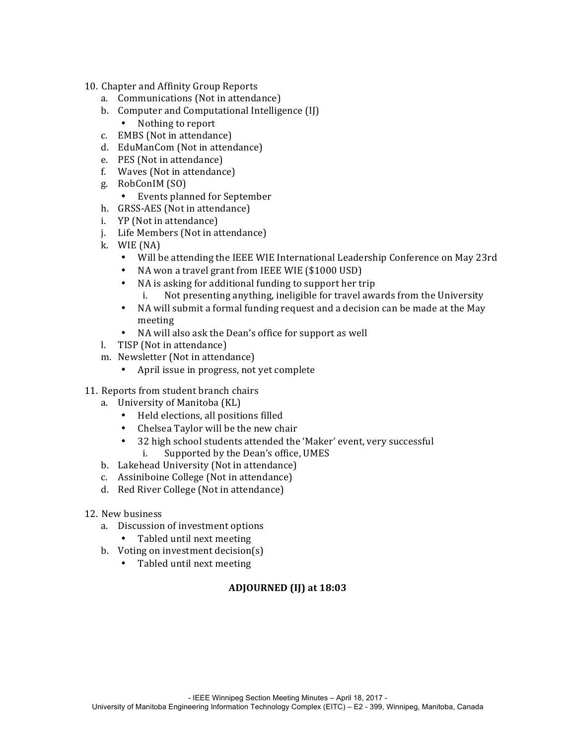10. Chapter and Affinity Group Reports
    a. Communications (Not in attendance)
    b. Computer and Computational Intelligence (IJ)
        - Nothing to report
    c. EMBS (Not in attendance)
    d. EduManCom (Not in attendance)
    e. PES (Not in attendance)
    f. Waves (Not in attendance)
    g. RobConIM (SO)
        - Events planned for September
    h. GRSS-AES (Not in attendance)
    i. YP (Not in attendance)
    j. Life Members (Not in attendance)
    k. WIE (NA)
        - Will be attending the IEEE WIE International Leadership Conference on May 23rd
        - NA won a travel grant from IEEE WIE ($1000 USD)
        - NA is asking for additional funding to support her trip
            i. Not presenting anything, ineligible for travel awards from the University
        - NA will submit a formal funding request and a decision can be made at the May meeting
        - NA will also ask the Dean's office for support as well
    l. TISP (Not in attendance)
    m. Newsletter (Not in attendance)
        - April issue in progress, not yet complete

11. Reports from student branch chairs
    a. University of Manitoba (KL)
        - Held elections, all positions filled
        - Chelsea Taylor will be the new chair
        - 32 high school students attended the 'Maker' event, very successful
            i. Supported by the Dean's office, UMES
    b. Lakehead University (Not in attendance)
    c. Assiniboine College (Not in attendance)
    d. Red River College (Not in attendance)

12. New business
    a. Discussion of investment options
        - Tabled until next meeting
    b. Voting on investment decision(s)
        - Tabled until next meeting

**ADJOURNED (IJ) at 18:03**